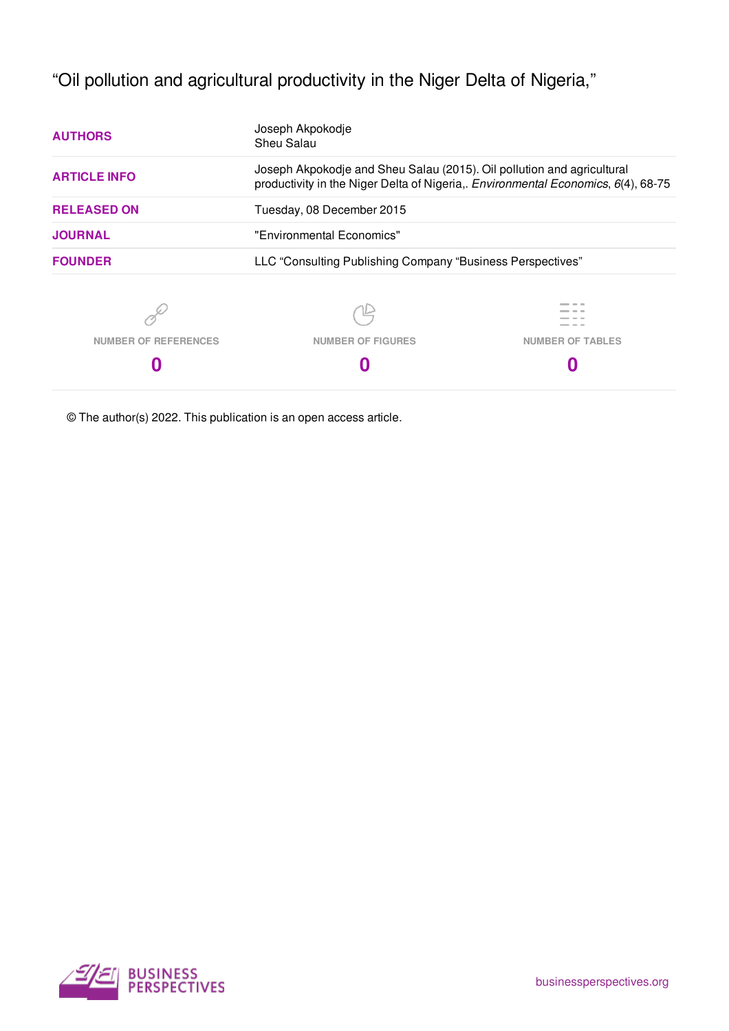“Oil pollution and agricultural productivity in the Niger Delta of Nigeria,”

| | |
|---|---|
| **AUTHORS** | Joseph Akpokodje<br>Sheu Salau |
| **ARTICLE INFO** | Joseph Akpokodje and Sheu Salau (2015). Oil pollution and agricultural productivity in the Niger Delta of Nigeria,. *Environmental Economics*, *6*(4), 68-75 |
| **RELEASED ON** | Tuesday, 08 December 2015 |
| **JOURNAL** | "Environmental Economics" |
| **FOUNDER** | LLC “Consulting Publishing Company “Business Perspectives” |

| NUMBER OF REFERENCES | NUMBER OF FIGURES | NUMBER OF TABLES |
|---|---|---|
| 0 | 0 | 0 |

© The author(s) 2022. This publication is an open access article.

BUSINESS PERSPECTIVES

businessperspectives.org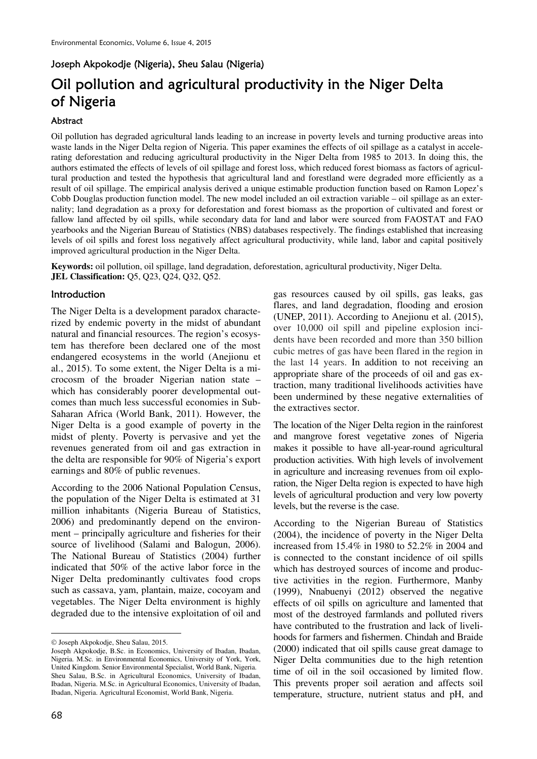Joseph Akpokodje (Nigeria), Sheu Salau (Nigeria)

# Oil pollution and agricultural productivity in the Niger Delta of Nigeria

## Abstract

Oil pollution has degraded agricultural lands leading to an increase in poverty levels and turning productive areas into waste lands in the Niger Delta region of Nigeria. This paper examines the effects of oil spillage as a catalyst in accelerating deforestation and reducing agricultural productivity in the Niger Delta from 1985 to 2013. In doing this, the authors estimated the effects of levels of oil spillage and forest loss, which reduced forest biomass as factors of agricultural production and tested the hypothesis that agricultural land and forestland were degraded more efficiently as a result of oil spillage. The empirical analysis derived a unique estimable production function based on Ramon Lopez's Cobb Douglas production function model. The new model included an oil extraction variable – oil spillage as an externality; land degradation as a proxy for deforestation and forest biomass as the proportion of cultivated and forest or fallow land affected by oil spills, while secondary data for land and labor were sourced from FAOSTAT and FAO yearbooks and the Nigerian Bureau of Statistics (NBS) databases respectively. The findings established that increasing levels of oil spills and forest loss negatively affect agricultural productivity, while land, labor and capital positively improved agricultural production in the Niger Delta.

**Keywords:** oil pollution, oil spillage, land degradation, deforestation, agricultural productivity, Niger Delta.
**JEL Classification:** Q5, Q23, Q24, Q32, Q52.

## Introduction

The Niger Delta is a development paradox characterized by endemic poverty in the midst of abundant natural and financial resources. The region's ecosystem has therefore been declared one of the most endangered ecosystems in the world (Anejionu et al., 2015). To some extent, the Niger Delta is a microcosm of the broader Nigerian nation state – which has considerably poorer developmental outcomes than much less successful economies in Sub-Saharan Africa (World Bank, 2011). However, the Niger Delta is a good example of poverty in the midst of plenty. Poverty is pervasive and yet the revenues generated from oil and gas extraction in the delta are responsible for 90% of Nigeria's export earnings and 80% of public revenues.

According to the 2006 National Population Census, the population of the Niger Delta is estimated at 31 million inhabitants (Nigeria Bureau of Statistics, 2006) and predominantly depend on the environment – principally agriculture and fisheries for their source of livelihood (Salami and Balogun, 2006). The National Bureau of Statistics (2004) further indicated that 50% of the active labor force in the Niger Delta predominantly cultivates food crops such as cassava, yam, plantain, maize, cocoyam and vegetables. The Niger Delta environment is highly degraded due to the intensive exploitation of oil and gas resources caused by oil spills, gas leaks, gas flares, and land degradation, flooding and erosion (UNEP, 2011). According to Anejionu et al. (2015), over 10,000 oil spill and pipeline explosion incidents have been recorded and more than 350 billion cubic metres of gas have been flared in the region in the last 14 years. In addition to not receiving an appropriate share of the proceeds of oil and gas extraction, many traditional livelihoods activities have been undermined by these negative externalities of the extractives sector.

The location of the Niger Delta region in the rainforest and mangrove forest vegetative zones of Nigeria makes it possible to have all-year-round agricultural production activities. With high levels of involvement in agriculture and increasing revenues from oil exploration, the Niger Delta region is expected to have high levels of agricultural production and very low poverty levels, but the reverse is the case.

According to the Nigerian Bureau of Statistics (2004), the incidence of poverty in the Niger Delta increased from 15.4% in 1980 to 52.2% in 2004 and is connected to the constant incidence of oil spills which has destroyed sources of income and productive activities in the region. Furthermore, Manby (1999), Nnabuenyi (2012) observed the negative effects of oil spills on agriculture and lamented that most of the destroyed farmlands and polluted rivers have contributed to the frustration and lack of livelihoods for farmers and fishermen. Chindah and Braide (2000) indicated that oil spills cause great damage to Niger Delta communities due to the high retention time of oil in the soil occasioned by limited flow. This prevents proper soil aeration and affects soil temperature, structure, nutrient status and pH, and

---

© Joseph Akpokodje, Sheu Salau, 2015.

Joseph Akpokodje, B.Sc. in Economics, University of Ibadan, Ibadan, Nigeria. M.Sc. in Environmental Economics, University of York, York, United Kingdom. Senior Environmental Specialist, World Bank, Nigeria.
Sheu Salau, B.Sc. in Agricultural Economics, University of Ibadan, Ibadan, Nigeria. M.Sc. in Agricultural Economics, University of Ibadan, Ibadan, Nigeria. Agricultural Economist, World Bank, Nigeria.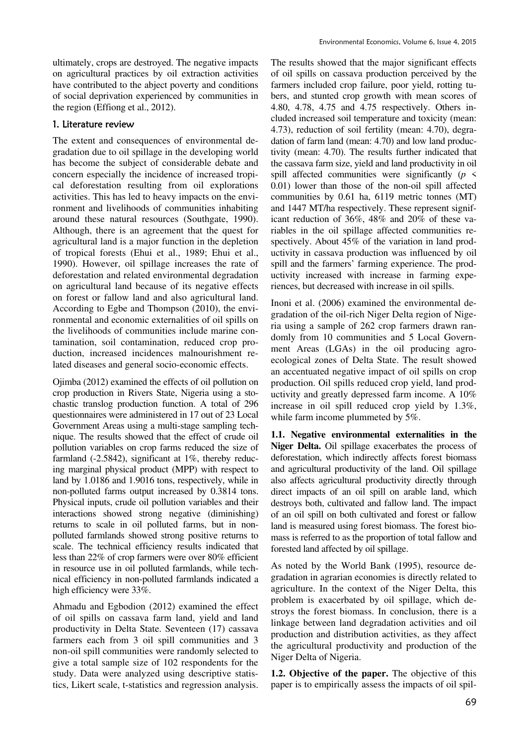ultimately, crops are destroyed. The negative impacts on agricultural practices by oil extraction activities have contributed to the abject poverty and conditions of social deprivation experienced by communities in the region (Effiong et al., 2012).

## 1. Literature review

The extent and consequences of environmental degradation due to oil spillage in the developing world has become the subject of considerable debate and concern especially the incidence of increased tropical deforestation resulting from oil explorations activities. This has led to heavy impacts on the environment and livelihoods of communities inhabiting around these natural resources (Southgate, 1990). Although, there is an agreement that the quest for agricultural land is a major function in the depletion of tropical forests (Ehui et al., 1989; Ehui et al., 1990). However, oil spillage increases the rate of deforestation and related environmental degradation on agricultural land because of its negative effects on forest or fallow land and also agricultural land. According to Egbe and Thompson (2010), the environmental and economic externalities of oil spills on the livelihoods of communities include marine contamination, soil contamination, reduced crop production, increased incidences malnourishment related diseases and general socio-economic effects.

Ojimba (2012) examined the effects of oil pollution on crop production in Rivers State, Nigeria using a stochastic translog production function. A total of 296 questionnaires were administered in 17 out of 23 Local Government Areas using a multi-stage sampling technique. The results showed that the effect of crude oil pollution variables on crop farms reduced the size of farmland (-2.5842), significant at 1%, thereby reducing marginal physical product (MPP) with respect to land by 1.0186 and 1.9016 tons, respectively, while in non-polluted farms output increased by 0.3814 tons. Physical inputs, crude oil pollution variables and their interactions showed strong negative (diminishing) returns to scale in oil polluted farms, but in non-polluted farmlands showed strong positive returns to scale. The technical efficiency results indicated that less than 22% of crop farmers were over 80% efficient in resource use in oil polluted farmlands, while technical efficiency in non-polluted farmlands indicated a high efficiency were 33%.

Ahmadu and Egbodion (2012) examined the effect of oil spills on cassava farm land, yield and land productivity in Delta State. Seventeen (17) cassava farmers each from 3 oil spill communities and 3 non-oil spill communities were randomly selected to give a total sample size of 102 respondents for the study. Data were analyzed using descriptive statistics, Likert scale, t-statistics and regression analysis. The results showed that the major significant effects of oil spills on cassava production perceived by the farmers included crop failure, poor yield, rotting tubers, and stunted crop growth with mean scores of 4.80, 4.78, 4.75 and 4.75 respectively. Others included increased soil temperature and toxicity (mean: 4.73), reduction of soil fertility (mean: 4.70), degradation of farm land (mean: 4.70) and low land productivity (mean: 4.70). The results further indicated that the cassava farm size, yield and land productivity in oil spill affected communities were significantly ($p < 0.01$) lower than those of the non-oil spill affected communities by 0.61 ha, 6119 metric tonnes (MT) and 1447 MT/ha respectively. These represent significant reduction of 36%, 48% and 20% of these variables in the oil spillage affected communities respectively. About 45% of the variation in land productivity in cassava production was influenced by oil spill and the farmers' farming experience. The productivity increased with increase in farming experiences, but decreased with increase in oil spills.

Inoni et al. (2006) examined the environmental degradation of the oil-rich Niger Delta region of Nigeria using a sample of 262 crop farmers drawn randomly from 10 communities and 5 Local Government Areas (LGAs) in the oil producing agro-ecological zones of Delta State. The result showed an accentuated negative impact of oil spills on crop production. Oil spills reduced crop yield, land productivity and greatly depressed farm income. A 10% increase in oil spill reduced crop yield by 1.3%, while farm income plummeted by 5%.

**1.1. Negative environmental externalities in the Niger Delta.** Oil spillage exacerbates the process of deforestation, which indirectly affects forest biomass and agricultural productivity of the land. Oil spillage also affects agricultural productivity directly through direct impacts of an oil spill on arable land, which destroys both, cultivated and fallow land. The impact of an oil spill on both cultivated and forest or fallow land is measured using forest biomass. The forest biomass is referred to as the proportion of total fallow and forested land affected by oil spillage.

As noted by the World Bank (1995), resource degradation in agrarian economies is directly related to agriculture. In the context of the Niger Delta, this problem is exacerbated by oil spillage, which destroys the forest biomass. In conclusion, there is a linkage between land degradation activities and oil production and distribution activities, as they affect the agricultural productivity and production of the Niger Delta of Nigeria.

**1.2. Objective of the paper.** The objective of this paper is to empirically assess the impacts of oil spil-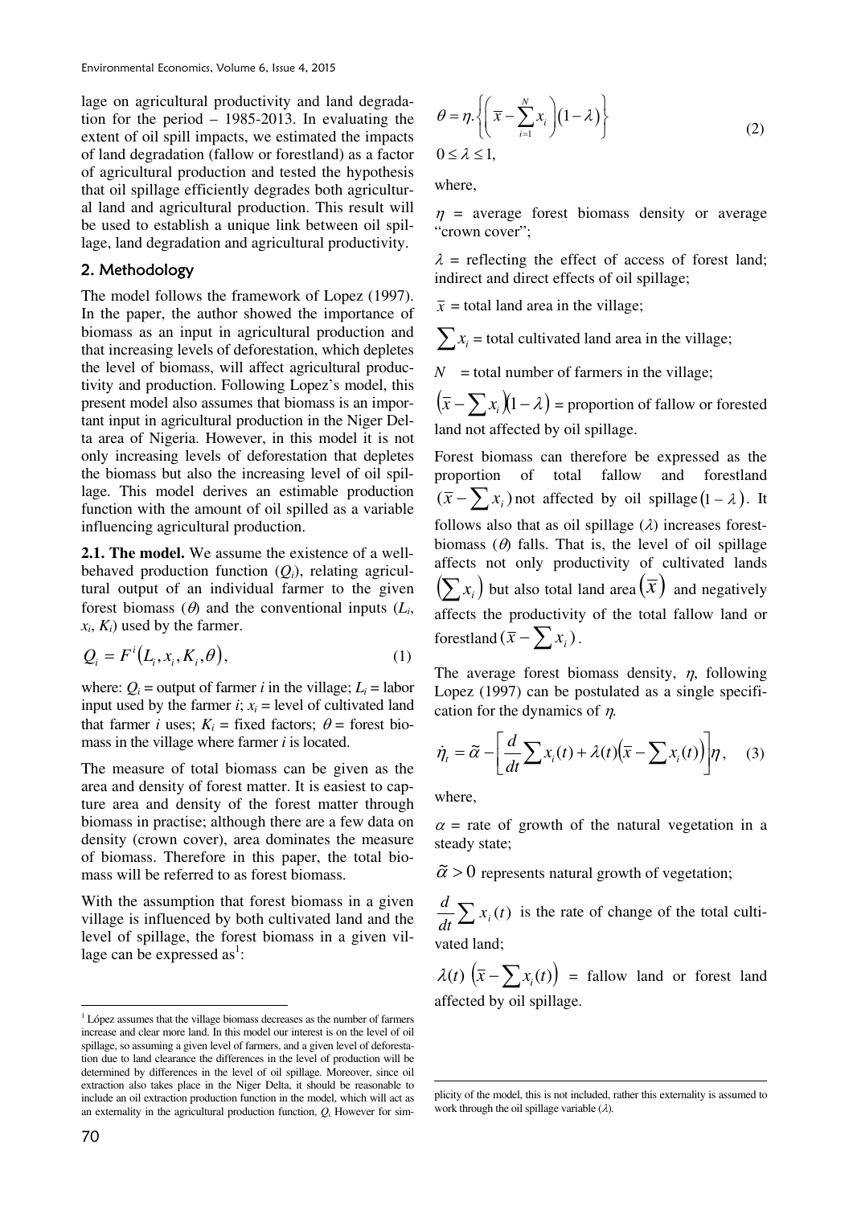lage on agricultural productivity and land degradation for the period – 1985-2013. In evaluating the extent of oil spill impacts, we estimated the impacts of land degradation (fallow or forestland) as a factor of agricultural production and tested the hypothesis that oil spillage efficiently degrades both agricultural land and agricultural production. This result will be used to establish a unique link between oil spillage, land degradation and agricultural productivity.

## 2. Methodology

The model follows the framework of Lopez (1997). In the paper, the author showed the importance of biomass as an input in agricultural production and that increasing levels of deforestation, which depletes the level of biomass, will affect agricultural productivity and production. Following Lopez's model, this present model also assumes that biomass is an important input in agricultural production in the Niger Delta area of Nigeria. However, in this model it is not only increasing levels of deforestation that depletes the biomass but also the increasing level of oil spillage. This model derives an estimable production function with the amount of oil spilled as a variable influencing agricultural production.

**2.1. The model.** We assume the existence of a well-behaved production function ($Q_i$), relating agricultural output of an individual farmer to the given forest biomass ($\theta$) and the conventional inputs ($L_i$, $x_i$, $K_i$) used by the farmer.

$$Q_i = F^i\left(L_i, x_i, K_i, \theta\right), \tag{1}$$

where: $Q_i$ = output of farmer $i$ in the village; $L_i$ = labor input used by the farmer $i$; $x_i$ = level of cultivated land that farmer $i$ uses; $K_i$ = fixed factors; $\theta$ = forest biomass in the village where farmer $i$ is located.

The measure of total biomass can be given as the area and density of forest matter. It is easiest to capture area and density of the forest matter through biomass in practise; although there are a few data on density (crown cover), area dominates the measure of biomass. Therefore in this paper, the total biomass will be referred to as forest biomass.

With the assumption that forest biomass in a given village is influenced by both cultivated land and the level of spillage, the forest biomass in a given village can be expressed as[1]:

$$\theta = \eta . \left\{ \left( \bar{x} - \sum_{i=1}^{N} x_i \right) (1 - \lambda) \right\} \tag{2}$$

$$0 \le \lambda \le 1,$$

where,

$\eta$ = average forest biomass density or average "crown cover";

$\lambda$ = reflecting the effect of access of forest land; indirect and direct effects of oil spillage;

$\bar{x}$ = total land area in the village;

$\sum x_i$ = total cultivated land area in the village;

$N$ = total number of farmers in the village;

$\left(\bar{x} - \sum x_i\right)(1 - \lambda)$ = proportion of fallow or forested land not affected by oil spillage.

Forest biomass can therefore be expressed as the proportion of total fallow and forestland $(\bar{x} - \sum x_i)$ not affected by oil spillage $(1 - \lambda)$. It follows also that as oil spillage ($\lambda$) increases forest-biomass ($\theta$) falls. That is, the level of oil spillage affects not only productivity of cultivated lands $\left(\sum x_i\right)$ but also total land area $\left(\bar{x}\right)$ and negatively affects the productivity of the total fallow land or forestland $(\bar{x} - \sum x_i)$.

The average forest biomass density, $\eta$, following Lopez (1997) can be postulated as a single specification for the dynamics of $\eta$.

$$\dot{\eta}_t = \tilde{\alpha} - \left[ \frac{d}{dt} \sum x_i(t) + \lambda(t)\left(\bar{x} - \sum x_i(t)\right) \right] \eta, \tag{3}$$

where,

$\alpha$ = rate of growth of the natural vegetation in a steady state;

$\tilde{\alpha} > 0$ represents natural growth of vegetation;

$\frac{d}{dt} \sum x_i(t)$ is the rate of change of the total cultivated land;

$\lambda(t)\ \left(\bar{x} - \sum x_i(t)\right)$ = fallow land or forest land affected by oil spillage.

[1] López assumes that the village biomass decreases as the number of farmers increase and clear more land. In this model our interest is on the level of oil spillage, so assuming a given level of farmers, and a given level of deforestation due to land clearance the differences in the level of production will be determined by differences in the level of oil spillage. Moreover, since oil extraction also takes place in the Niger Delta, it should be reasonable to include an oil extraction production function in the model, which will act as an externality in the agricultural production function, $Q_i$. However for simplicity of the model, this is not included, rather this externality is assumed to work through the oil spillage variable ($\lambda$).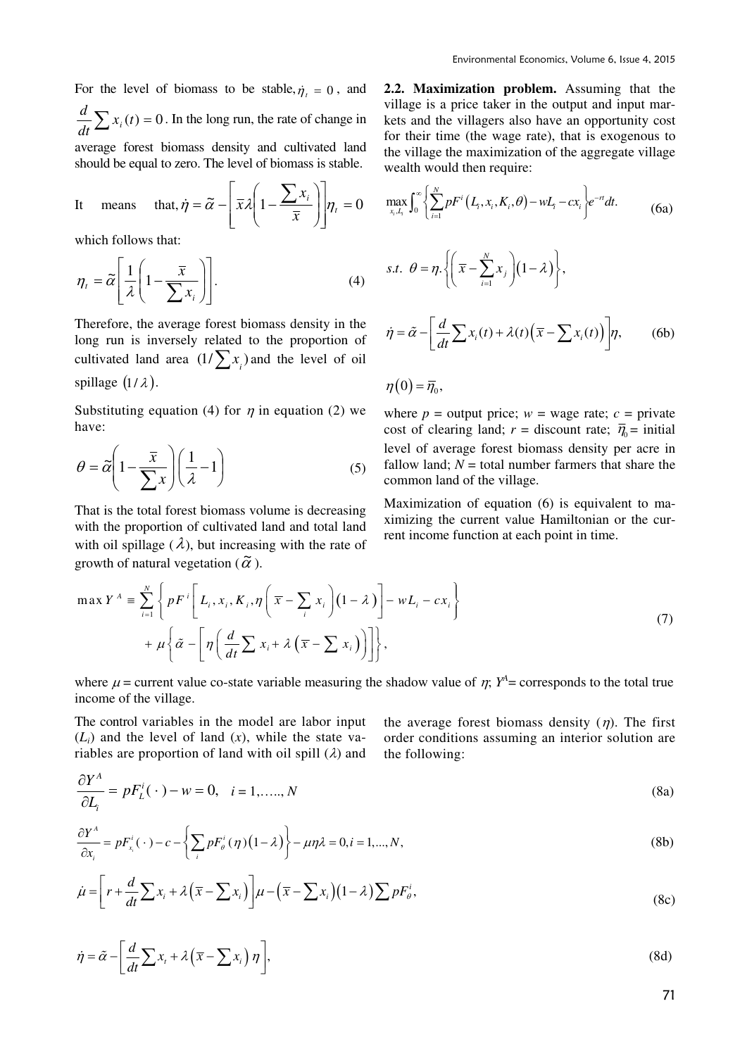For the level of biomass to be stable, $\dot{\eta}_t = 0$, and $\frac{d}{dt}\sum x_i(t) = 0$. In the long run, the rate of change in average forest biomass density and cultivated land should be equal to zero. The level of biomass is stable.

It means that, $\dot{\eta} = \tilde{\alpha} - \left[\bar{x}\lambda\left(1 - \frac{\sum x_i}{\bar{x}}\right)\right]\eta_t = 0$

which follows that:

$$\eta_t = \tilde{\alpha}\left[\frac{1}{\lambda}\left(1 - \frac{\bar{x}}{\sum x_i}\right)\right]. \tag{4}$$

Therefore, the average forest biomass density in the long run is inversely related to the proportion of cultivated land area $(1/\sum x_i)$ and the level of oil spillage $(1/\lambda)$.

Substituting equation (4) for $\eta$ in equation (2) we have:

$$\theta = \tilde{\alpha}\left(1 - \frac{\bar{x}}{\sum x}\right)\left(\frac{1}{\lambda} - 1\right) \tag{5}$$

That is the total forest biomass volume is decreasing with the proportion of cultivated land and total land with oil spillage ($\lambda$), but increasing with the rate of growth of natural vegetation ($\tilde{\alpha}$).

**2.2. Maximization problem.** Assuming that the village is a price taker in the output and input markets and the villagers also have an opportunity cost for their time (the wage rate), that is exogenous to the village the maximization of the aggregate village wealth would then require:

$$\max_{x_i, L_i} \int_0^{\infty} \left\{ \sum_{i=1}^{N} pF^i\left(L_i, x_i, K_i, \theta\right) - wL_i - cx_i \right\} e^{-rt} dt. \tag{6a}$$

$$s.t.\ \ \theta = \eta.\left\{\left(\bar{x} - \sum_{j=1}^{N} x_j\right)\left(1 - \lambda\right)\right\},$$

$$\dot{\eta} = \tilde{\alpha} - \left[\frac{d}{dt}\sum x_i(t) + \lambda(t)\left(\bar{x} - \sum x_i(t)\right)\right]\eta, \tag{6b}$$

$$\eta(0) = \bar{\eta}_0,$$

where $p$ = output price; $w$ = wage rate; $c$ = private cost of clearing land; $r$ = discount rate; $\bar{\eta}_0$ = initial level of average forest biomass density per acre in fallow land; $N$ = total number farmers that share the common land of the village.

Maximization of equation (6) is equivalent to maximizing the current value Hamiltonian or the current income function at each point in time.

$$\begin{aligned} \max Y^A \equiv & \sum_{i=1}^{N} \left\{ pF^i\left[L_i, x_i, K_i, \eta\left(\bar{x} - \sum_i x_i\right)\left(1 - \lambda\right)\right] - wL_i - cx_i \right\} \\ & + \mu\left\{\tilde{\alpha} - \left[\eta\left(\frac{d}{dt}\sum x_i + \lambda\left(\bar{x} - \sum x_i\right)\right)\right]\right\}, \end{aligned} \tag{7}$$

where $\mu$ = current value co-state variable measuring the shadow value of $\eta$; $Y^A$ = corresponds to the total true income of the village.

The control variables in the model are labor input ($L_i$) and the level of land ($x$), while the state variables are proportion of land with oil spill ($\lambda$) and the average forest biomass density ($\eta$). The first order conditions assuming an interior solution are the following:

$$\frac{\partial Y^A}{\partial L_i} = pF_L^i(\cdot) - w = 0, \quad i = 1, \ldots, N \tag{8a}$$

$$\frac{\partial Y^A}{\partial x_i} = pF_{x_i}^i(\cdot) - c - \left\{\sum_i pF_{\theta}^i(\eta)\left(1 - \lambda\right)\right\} - \mu\eta\lambda = 0, i = 1, \ldots, N, \tag{8b}$$

$$\dot{\mu} = \left[r + \frac{d}{dt}\sum x_i + \lambda\left(\bar{x} - \sum x_i\right)\right]\mu - \left(\bar{x} - \sum x_i\right)\left(1 - \lambda\right)\sum pF_{\theta}^i, \tag{8c}$$

$$\dot{\eta} = \tilde{\alpha} - \left[\frac{d}{dt}\sum x_t + \lambda\left(\bar{x} - \sum x_i\right)\eta\right], \tag{8d}$$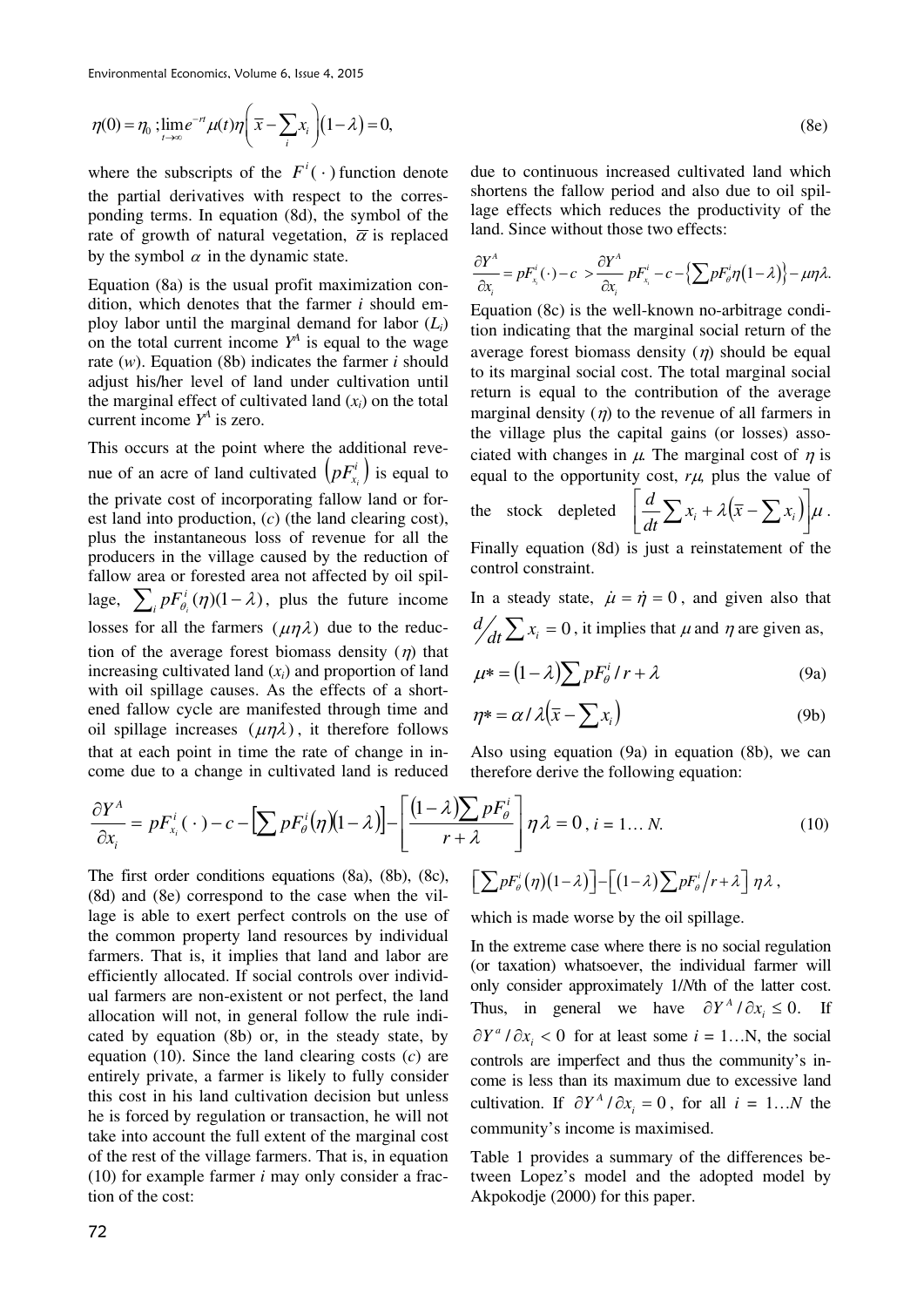$$\eta(0)=\eta_0\ ;\lim_{t\to\infty}e^{-rt}\mu(t)\eta\left(\overline{x}-\sum_i x_i\right)(1-\lambda)=0, \tag{8e}$$

where the subscripts of the $F^i(\cdot)$ function denote the partial derivatives with respect to the corresponding terms. In equation (8d), the symbol of the rate of growth of natural vegetation, $\overline{\alpha}$ is replaced by the symbol $\alpha$ in the dynamic state.

Equation (8a) is the usual profit maximization condition, which denotes that the farmer *i* should employ labor until the marginal demand for labor ($L_i$) on the total current income $Y^A$ is equal to the wage rate ($w$). Equation (8b) indicates the farmer *i* should adjust his/her level of land under cultivation until the marginal effect of cultivated land ($x_i$) on the total current income $Y^A$ is zero.

This occurs at the point where the additional revenue of an acre of land cultivated $\left(pF^i_{x_i}\right)$ is equal to the private cost of incorporating fallow land or forest land into production, ($c$) (the land clearing cost), plus the instantaneous loss of revenue for all the producers in the village caused by the reduction of fallow area or forested area not affected by oil spillage, $\sum_i pF^i_{\theta_i}(\eta)(1-\lambda)$, plus the future income losses for all the farmers $(\mu\eta\lambda)$ due to the reduction of the average forest biomass density ($\eta$) that increasing cultivated land ($x_i$) and proportion of land with oil spillage causes. As the effects of a shortened fallow cycle are manifested through time and oil spillage increases $(\mu\eta\lambda)$, it therefore follows that at each point in time the rate of change in income due to a change in cultivated land is reduced due to continuous increased cultivated land which shortens the fallow period and also due to oil spillage effects which reduces the productivity of the land. Since without those two effects:

$$\frac{\partial Y^A}{\partial x_i}=pF^i_{x_i}(\cdot)-c>\frac{\partial Y^A}{\partial x_i}\ pF^i_{x_i}-c-\left\{\sum pF^i_{\theta}\eta(1-\lambda)\right\}-\mu\eta\lambda.$$

Equation (8c) is the well-known no-arbitrage condition indicating that the marginal social return of the average forest biomass density ($\eta$) should be equal to its marginal social cost. The total marginal social return is equal to the contribution of the average marginal density ($\eta$) to the revenue of all farmers in the village plus the capital gains (or losses) associated with changes in $\mu$. The marginal cost of $\eta$ is equal to the opportunity cost, $r\mu$, plus the value of the stock depleted $\left[\frac{d}{dt}\sum x_i+\lambda\left(\overline{x}-\sum x_i\right)\right]\mu$.

Finally equation (8d) is just a reinstatement of the control constraint.

In a steady state, $\dot{\mu}=\dot{\eta}=0$, and given also that $d/_{dt}\sum x_i=0$, it implies that $\mu$ and $\eta$ are given as,

$$\mu*=(1-\lambda)\sum pF^i_{\theta}/r+\lambda \tag{9a}$$

$$\eta*=\alpha/\lambda\left(\overline{x}-\sum x_i\right) \tag{9b}$$

Also using equation (9a) in equation (8b), we can therefore derive the following equation:

$$\frac{\partial Y^A}{\partial x_i}=pF^i_{x_i}(\cdot)-c-\left[\sum pF^i_{\theta}(\eta)(1-\lambda)\right]-\left[\frac{(1-\lambda)\sum pF^i_{\theta}}{r+\lambda}\right]\eta\lambda=0,\ i=1\ldots N. \tag{10}$$

The first order conditions equations (8a), (8b), (8c), (8d) and (8e) correspond to the case when the village is able to exert perfect controls on the use of the common property land resources by individual farmers. That is, it implies that land and labor are efficiently allocated. If social controls over individual farmers are non-existent or not perfect, the land allocation will not, in general follow the rule indicated by equation (8b) or, in the steady state, by equation (10). Since the land clearing costs ($c$) are entirely private, a farmer is likely to fully consider this cost in his land cultivation decision but unless he is forced by regulation or transaction, he will not take into account the full extent of the marginal cost of the rest of the village farmers. That is, in equation (10) for example farmer *i* may only consider a fraction of the cost:

$$\left[\sum pF^i_{\theta}(\eta)(1-\lambda)\right]-\left[(1-\lambda)\sum pF^i_{\theta}/r+\lambda\right]\eta\lambda,$$

which is made worse by the oil spillage.

In the extreme case where there is no social regulation (or taxation) whatsoever, the individual farmer will only consider approximately 1/*N*th of the latter cost. Thus, in general we have $\partial Y^A/\partial x_i\le 0.$ If $\partial Y^a/\partial x_i<0$ for at least some $i=1\ldots\mathrm{N}$, the social controls are imperfect and thus the community's income is less than its maximum due to excessive land cultivation. If $\partial Y^A/\partial x_i=0$, for all $i=1\ldots N$ the community's income is maximised.

Table 1 provides a summary of the differences between Lopez's model and the adopted model by Akpokodje (2000) for this paper.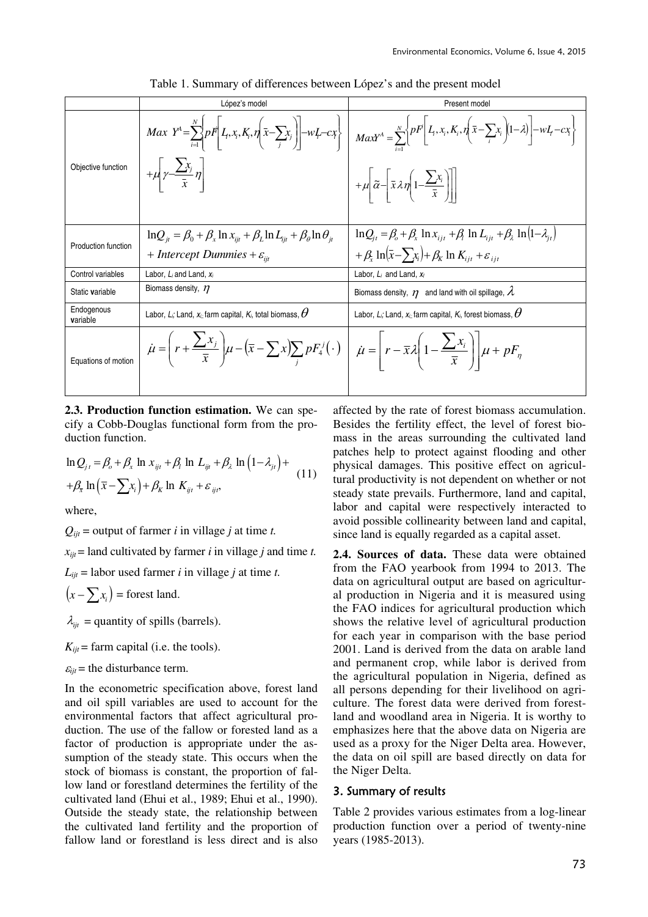Table 1. Summary of differences between López's and the present model

| | López's model | Present model |
|---|---|---|
| Objective function | $Max\ Y^A = \sum_{i=1}^{N}\left\{pF^i\left[L_i, x_i, K_i, \eta\left(\bar{x}-\sum_j x_j\right)\right]-wL_i-cx_i\right\}$ $+\mu\left[\gamma-\frac{\sum x_j}{\bar{x}}\eta\right]$ | $MaxY^A = \sum_{i=1}^{N}\left\{pF^i\left[L_i, x_i, K_i, \eta\left(\bar{x}-\sum_i x_i\right)(1-\lambda)\right]-wL_i-cx_i\right\}$ $+\mu\left[\tilde{\alpha}-\left[\bar{x}\lambda\eta\left(1-\frac{\sum x_i}{\bar{x}}\right)\right]\right]$ |
| Production function | $\ln Q_{jt} = \beta_0 + \beta_x \ln x_{ijt} + \beta_L \ln L_{ijt} + \beta_\theta \ln \theta_{jt}$ $+ Intercept\ Dummies + \varepsilon_{ijt}$ | $\ln Q_{jt} = \beta_o + \beta_x \ln x_{ijt} + \beta_l \ln L_{ijt} + \beta_\lambda \ln(1-\lambda_{jt})$ $+\beta_{\bar{x}} \ln(\bar{x}-\sum x_i) + \beta_K \ln K_{ijt} + \varepsilon_{ijt}$ |
| Control variables | Labor, $L_i$ and Land, $x_i$ | Labor, $L_i$ and Land, $x_i$ |
| Static variable | Biomass density, $\eta$ | Biomass density, $\eta$ and land with oil spillage, $\lambda$ |
| Endogenous variable | Labor, $L_i$; Land, $x_i$; farm capital, $K_i$, total biomass, $\theta$ | Labor, $L_i$; Land, $x_i$; farm capital, $K_i$, forest biomass, $\theta$ |
| Equations of motion | $\dot{\mu} = \left(r + \frac{\sum x_j}{\bar{x}}\right)\mu - \left(\bar{x}-\sum x\right)\sum_j pF_4^j(\cdot)$ | $\dot{\mu} = \left[r - \bar{x}\lambda\left(1-\frac{\sum x_i}{\bar{x}}\right)\right]\mu + pF_\eta$ |

**2.3. Production function estimation.** We can specify a Cobb-Douglas functional form from the production function.

$$\ln Q_{jt} = \beta_o + \beta_x \ln x_{ijt} + \beta_l \ln L_{ijt} + \beta_\lambda \ln\left(1-\lambda_{jt}\right) + \\ +\beta_{\bar{x}} \ln\left(\bar{x}-\sum x_i\right) + \beta_K \ln K_{ijt} + \varepsilon_{ijt}, \tag{11}$$

where,

$Q_{ijt}$ = output of farmer *i* in village *j* at time *t.*

$x_{ijt}$ = land cultivated by farmer *i* in village *j* and time *t.*

$L_{ijt}$ = labor used farmer *i* in village *j* at time *t.*

$\left(x-\sum x_i\right)$ = forest land.

$\lambda_{ijt}$ = quantity of spills (barrels).

$K_{ijt}$ = farm capital (i.e. the tools).

$\varepsilon_{ijt}$ = the disturbance term.

In the econometric specification above, forest land and oil spill variables are used to account for the environmental factors that affect agricultural production. The use of the fallow or forested land as a factor of production is appropriate under the assumption of the steady state. This occurs when the stock of biomass is constant, the proportion of fallow land or forestland determines the fertility of the cultivated land (Ehui et al., 1989; Ehui et al., 1990). Outside the steady state, the relationship between the cultivated land fertility and the proportion of fallow land or forestland is less direct and is also affected by the rate of forest biomass accumulation. Besides the fertility effect, the level of forest biomass in the areas surrounding the cultivated land patches help to protect against flooding and other physical damages. This positive effect on agricultural productivity is not dependent on whether or not steady state prevails. Furthermore, land and capital, labor and capital were respectively interacted to avoid possible collinearity between land and capital, since land is equally regarded as a capital asset.

**2.4. Sources of data.** These data were obtained from the FAO yearbook from 1994 to 2013. The data on agricultural output are based on agricultural production in Nigeria and it is measured using the FAO indices for agricultural production which shows the relative level of agricultural production for each year in comparison with the base period 2001. Land is derived from the data on arable land and permanent crop, while labor is derived from the agricultural population in Nigeria, defined as all persons depending for their livelihood on agriculture. The forest data were derived from forestland and woodland area in Nigeria. It is worthy to emphasizes here that the above data on Nigeria are used as a proxy for the Niger Delta area. However, the data on oil spill are based directly on data for the Niger Delta.

## 3. Summary of results

Table 2 provides various estimates from a log-linear production function over a period of twenty-nine years (1985-2013).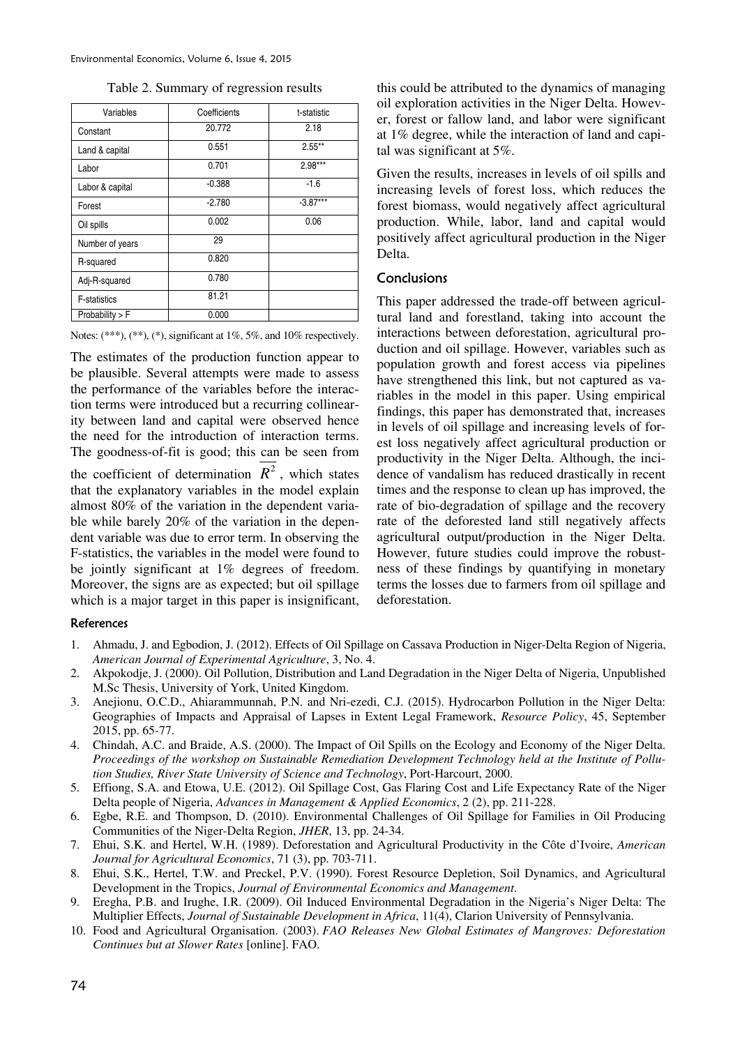Table 2. Summary of regression results

| Variables | Coefficients | t-statistic |
|---|---|---|
| Constant | 20.772 | 2.18 |
| Land & capital | 0.551 | 2.55** |
| Labor | 0.701 | 2.98*** |
| Labor & capital | -0.388 | -1.6 |
| Forest | -2.780 | -3.87*** |
| Oil spills | 0.002 | 0.06 |
| Number of years | 29 | |
| R-squared | 0.820 | |
| Adj-R-squared | 0.780 | |
| F-statistics | 81.21 | |
| Probability > F | 0.000 | |

Notes: (***), (**), (*), significant at 1%, 5%, and 10% respectively.

The estimates of the production function appear to be plausible. Several attempts were made to assess the performance of the variables before the interaction terms were introduced but a recurring collinearity between land and capital were observed hence the need for the introduction of interaction terms. The goodness-of-fit is good; this can be seen from the coefficient of determination $\overline{R^2}$, which states that the explanatory variables in the model explain almost 80% of the variation in the dependent variable while barely 20% of the variation in the dependent variable was due to error term. In observing the F-statistics, the variables in the model were found to be jointly significant at 1% degrees of freedom. Moreover, the signs are as expected; but oil spillage which is a major target in this paper is insignificant, this could be attributed to the dynamics of managing oil exploration activities in the Niger Delta. However, forest or fallow land, and labor were significant at 1% degree, while the interaction of land and capital was significant at 5%.

Given the results, increases in levels of oil spills and increasing levels of forest loss, which reduces the forest biomass, would negatively affect agricultural production. While, labor, land and capital would positively affect agricultural production in the Niger Delta.

## Conclusions

This paper addressed the trade-off between agricultural land and forestland, taking into account the interactions between deforestation, agricultural production and oil spillage. However, variables such as population growth and forest access via pipelines have strengthened this link, but not captured as variables in the model in this paper. Using empirical findings, this paper has demonstrated that, increases in levels of oil spillage and increasing levels of forest loss negatively affect agricultural production or productivity in the Niger Delta. Although, the incidence of vandalism has reduced drastically in recent times and the response to clean up has improved, the rate of bio-degradation of spillage and the recovery rate of the deforested land still negatively affects agricultural output/production in the Niger Delta. However, future studies could improve the robustness of these findings by quantifying in monetary terms the losses due to farmers from oil spillage and deforestation.

## References

1. Ahmadu, J. and Egbodion, J. (2012). Effects of Oil Spillage on Cassava Production in Niger-Delta Region of Nigeria, *American Journal of Experimental Agriculture*, 3, No. 4.
2. Akpokodje, J. (2000). Oil Pollution, Distribution and Land Degradation in the Niger Delta of Nigeria, Unpublished M.Sc Thesis, University of York, United Kingdom.
3. Anejionu, O.C.D., Ahiarammunnah, P.N. and Nri-ezedi, C.J. (2015). Hydrocarbon Pollution in the Niger Delta: Geographies of Impacts and Appraisal of Lapses in Extent Legal Framework, *Resource Policy*, 45, September 2015, pp. 65-77.
4. Chindah, A.C. and Braide, A.S. (2000). The Impact of Oil Spills on the Ecology and Economy of the Niger Delta. *Proceedings of the workshop on Sustainable Remediation Development Technology held at the Institute of Pollution Studies, River State University of Science and Technology*, Port-Harcourt, 2000.
5. Effiong, S.A. and Etowa, U.E. (2012). Oil Spillage Cost, Gas Flaring Cost and Life Expectancy Rate of the Niger Delta people of Nigeria, *Advances in Management & Applied Economics*, 2 (2), pp. 211-228.
6. Egbe, R.E. and Thompson, D. (2010). Environmental Challenges of Oil Spillage for Families in Oil Producing Communities of the Niger-Delta Region, *JHER*, 13, pp. 24-34.
7. Ehui, S.K. and Hertel, W.H. (1989). Deforestation and Agricultural Productivity in the Côte d'Ivoire, *American Journal for Agricultural Economics*, 71 (3), pp. 703-711.
8. Ehui, S.K., Hertel, T.W. and Preckel, P.V. (1990). Forest Resource Depletion, Soil Dynamics, and Agricultural Development in the Tropics, *Journal of Environmental Economics and Management*.
9. Eregha, P.B. and Irughe, I.R. (2009). Oil Induced Environmental Degradation in the Nigeria's Niger Delta: The Multiplier Effects, *Journal of Sustainable Development in Africa*, 11(4), Clarion University of Pennsylvania.
10. Food and Agricultural Organisation. (2003). *FAO Releases New Global Estimates of Mangroves: Deforestation Continues but at Slower Rates* [online]. FAO.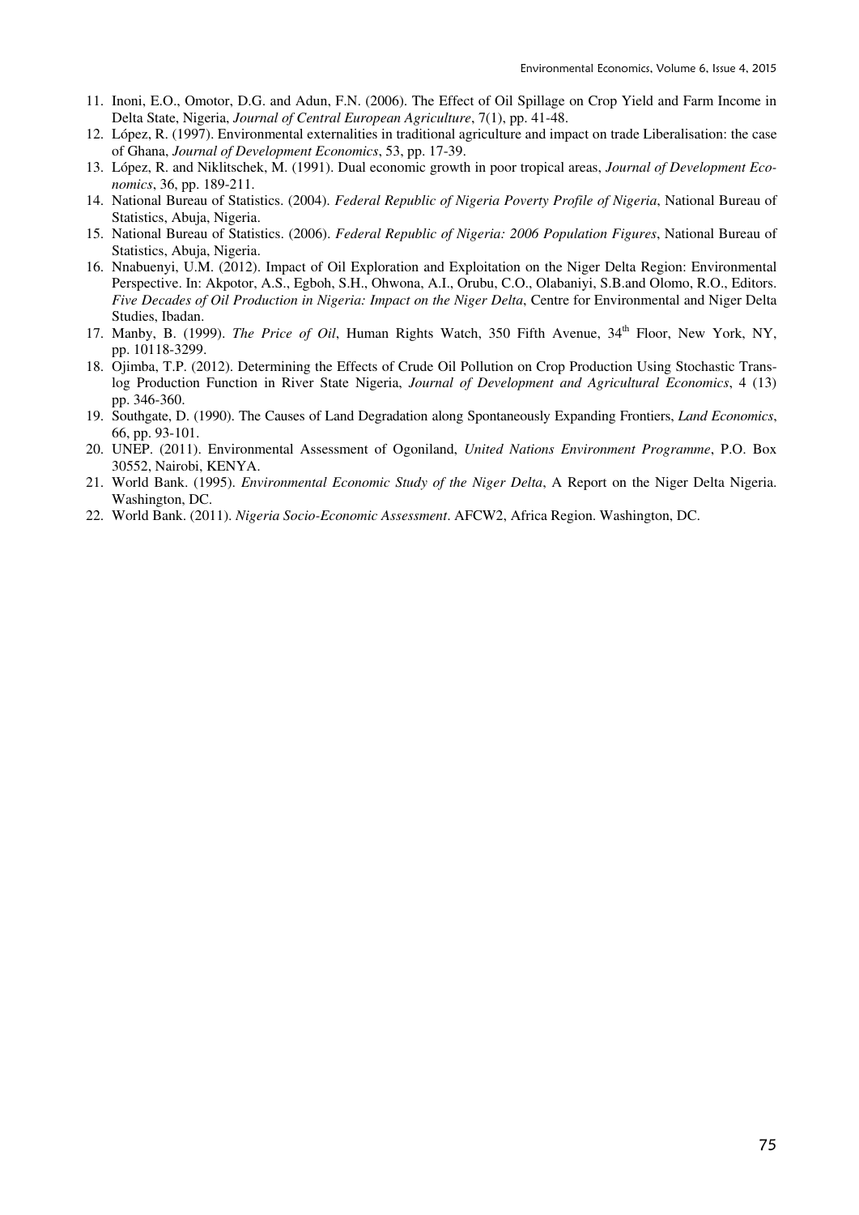11. Inoni, E.O., Omotor, D.G. and Adun, F.N. (2006). The Effect of Oil Spillage on Crop Yield and Farm Income in Delta State, Nigeria, *Journal of Central European Agriculture*, 7(1), pp. 41-48.
12. López, R. (1997). Environmental externalities in traditional agriculture and impact on trade Liberalisation: the case of Ghana, *Journal of Development Economics*, 53, pp. 17-39.
13. López, R. and Niklitschek, M. (1991). Dual economic growth in poor tropical areas, *Journal of Development Economics*, 36, pp. 189-211.
14. National Bureau of Statistics. (2004). *Federal Republic of Nigeria Poverty Profile of Nigeria*, National Bureau of Statistics, Abuja, Nigeria.
15. National Bureau of Statistics. (2006). *Federal Republic of Nigeria: 2006 Population Figures*, National Bureau of Statistics, Abuja, Nigeria.
16. Nnabuenyi, U.M. (2012). Impact of Oil Exploration and Exploitation on the Niger Delta Region: Environmental Perspective. In: Akpotor, A.S., Egboh, S.H., Ohwona, A.I., Orubu, C.O., Olabaniyi, S.B.and Olomo, R.O., Editors. *Five Decades of Oil Production in Nigeria: Impact on the Niger Delta*, Centre for Environmental and Niger Delta Studies, Ibadan.
17. Manby, B. (1999). *The Price of Oil*, Human Rights Watch, 350 Fifth Avenue, 34th Floor, New York, NY, pp. 10118-3299.
18. Ojimba, T.P. (2012). Determining the Effects of Crude Oil Pollution on Crop Production Using Stochastic Translog Production Function in River State Nigeria, *Journal of Development and Agricultural Economics*, 4 (13) pp. 346-360.
19. Southgate, D. (1990). The Causes of Land Degradation along Spontaneously Expanding Frontiers, *Land Economics*, 66, pp. 93-101.
20. UNEP. (2011). Environmental Assessment of Ogoniland, *United Nations Environment Programme*, P.O. Box 30552, Nairobi, KENYA.
21. World Bank. (1995). *Environmental Economic Study of the Niger Delta*, A Report on the Niger Delta Nigeria. Washington, DC.
22. World Bank. (2011). *Nigeria Socio-Economic Assessment*. AFCW2, Africa Region. Washington, DC.